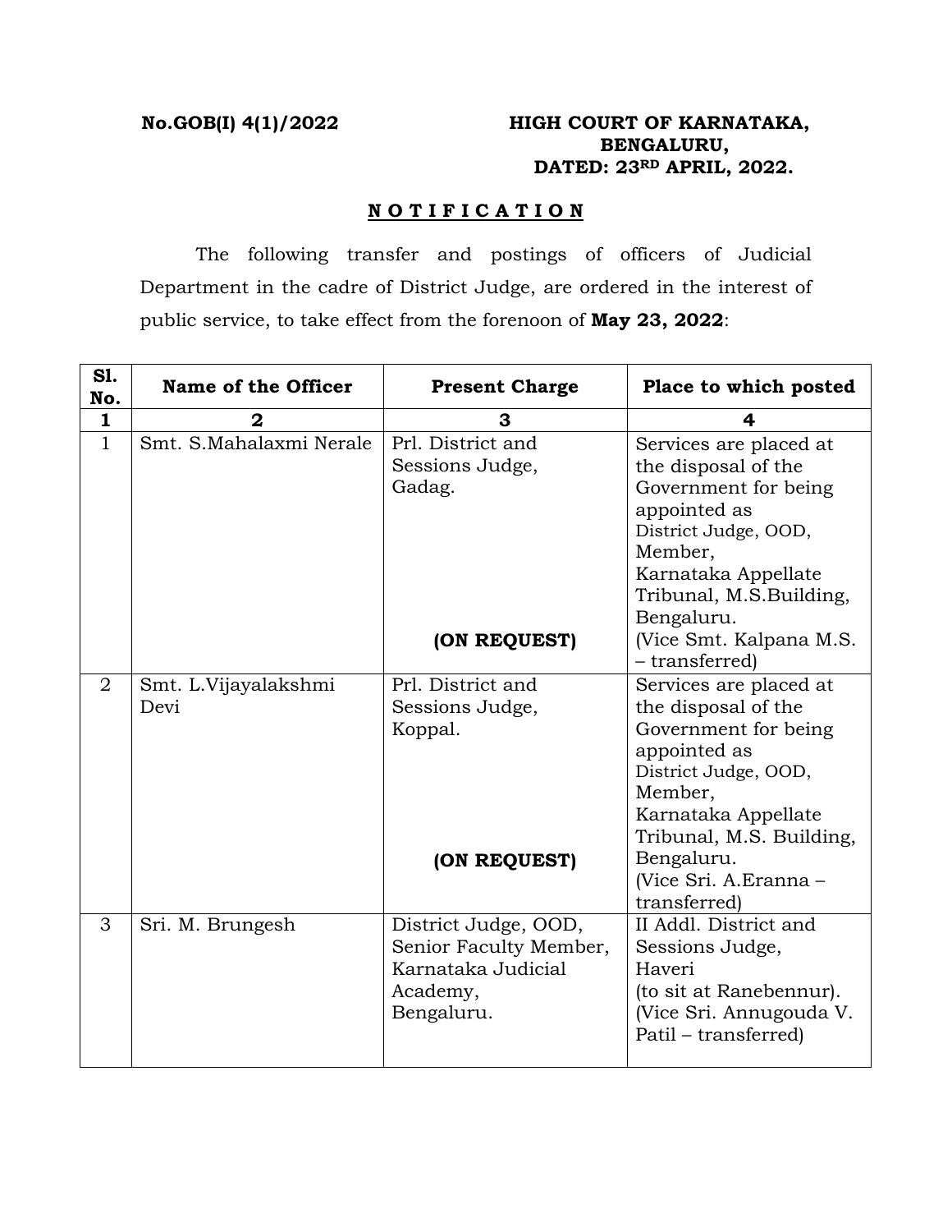**No.GOB(I) 4(1)/2022**

**HIGH COURT OF KARNATAKA,**
**BENGALURU,**
**DATED: 23RD APRIL, 2022.**

## NOTIFICATION

The following transfer and postings of officers of Judicial Department in the cadre of District Judge, are ordered in the interest of public service, to take effect from the forenoon of **May 23, 2022**:

| Sl. No. | Name of the Officer | Present Charge | Place to which posted |
|---|---|---|---|
| **1** | **2** | **3** | **4** |
| 1 | Smt. S.Mahalaxmi Nerale | Prl. District and Sessions Judge, Gadag. **(ON REQUEST)** | Services are placed at the disposal of the Government for being appointed as District Judge, OOD, Member, Karnataka Appellate Tribunal, M.S.Building, Bengaluru. (Vice Smt. Kalpana M.S. – transferred) |
| 2 | Smt. L.Vijayalakshmi Devi | Prl. District and Sessions Judge, Koppal. **(ON REQUEST)** | Services are placed at the disposal of the Government for being appointed as District Judge, OOD, Member, Karnataka Appellate Tribunal, M.S. Building, Bengaluru. (Vice Sri. A.Eranna – transferred) |
| 3 | Sri. M. Brungesh | District Judge, OOD, Senior Faculty Member, Karnataka Judicial Academy, Bengaluru. | II Addl. District and Sessions Judge, Haveri (to sit at Ranebennur). (Vice Sri. Annugouda V. Patil – transferred) |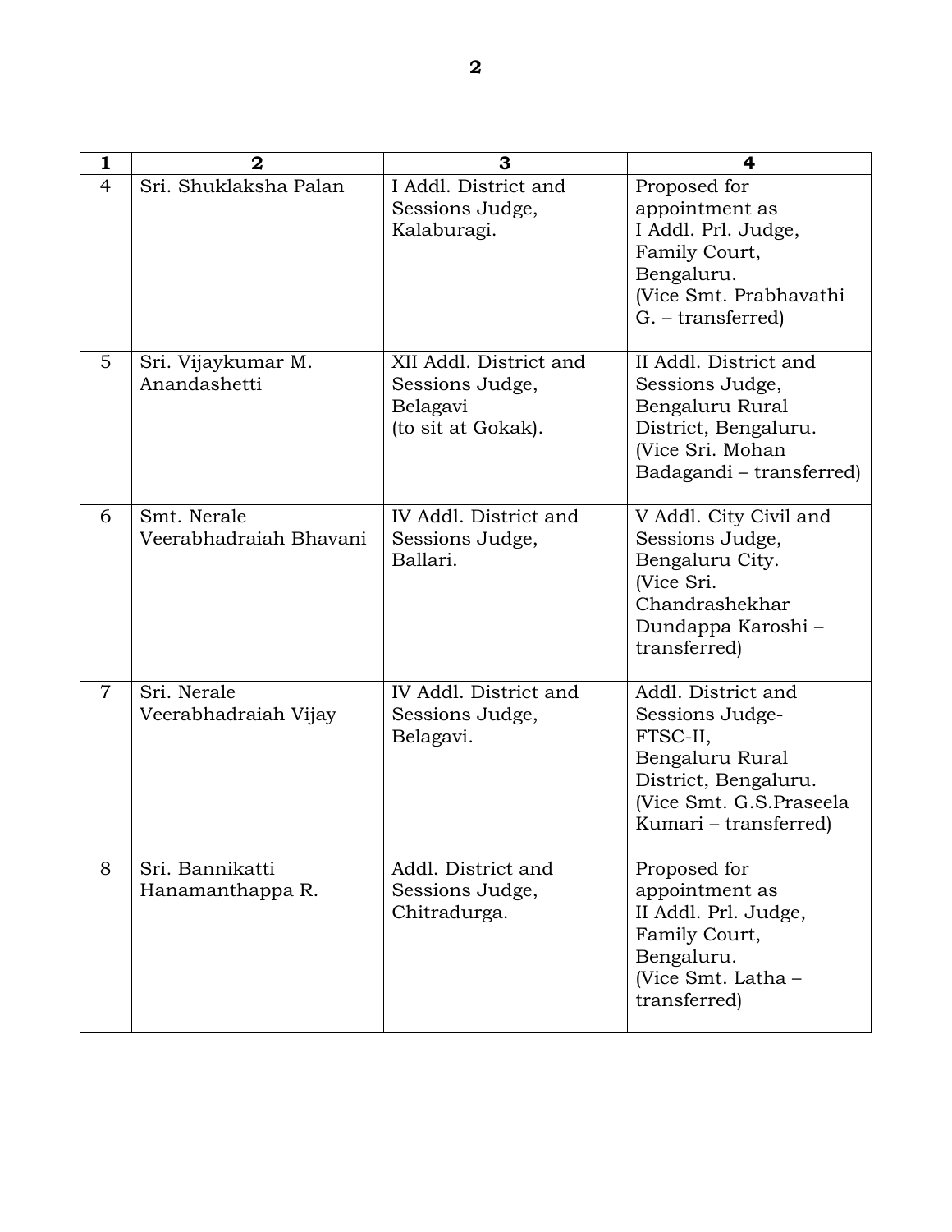| 1 | 2 | 3 | 4 |
|---|---|---|---|
| 4 | Sri. Shuklaksha Palan | I Addl. District and Sessions Judge, Kalaburagi. | Proposed for appointment as I Addl. Prl. Judge, Family Court, Bengaluru. (Vice Smt. Prabhavathi G. – transferred) |
| 5 | Sri. Vijaykumar M. Anandashetti | XII Addl. District and Sessions Judge, Belagavi (to sit at Gokak). | II Addl. District and Sessions Judge, Bengaluru Rural District, Bengaluru. (Vice Sri. Mohan Badagandi – transferred) |
| 6 | Smt. Nerale Veerabhadraiah Bhavani | IV Addl. District and Sessions Judge, Ballari. | V Addl. City Civil and Sessions Judge, Bengaluru City. (Vice Sri. Chandrashekhar Dundappa Karoshi – transferred) |
| 7 | Sri. Nerale Veerabhadraiah Vijay | IV Addl. District and Sessions Judge, Belagavi. | Addl. District and Sessions Judge-FTSC-II, Bengaluru Rural District, Bengaluru. (Vice Smt. G.S.Praseela Kumari – transferred) |
| 8 | Sri. Bannikatti Hanamanthappa R. | Addl. District and Sessions Judge, Chitradurga. | Proposed for appointment as II Addl. Prl. Judge, Family Court, Bengaluru. (Vice Smt. Latha – transferred) |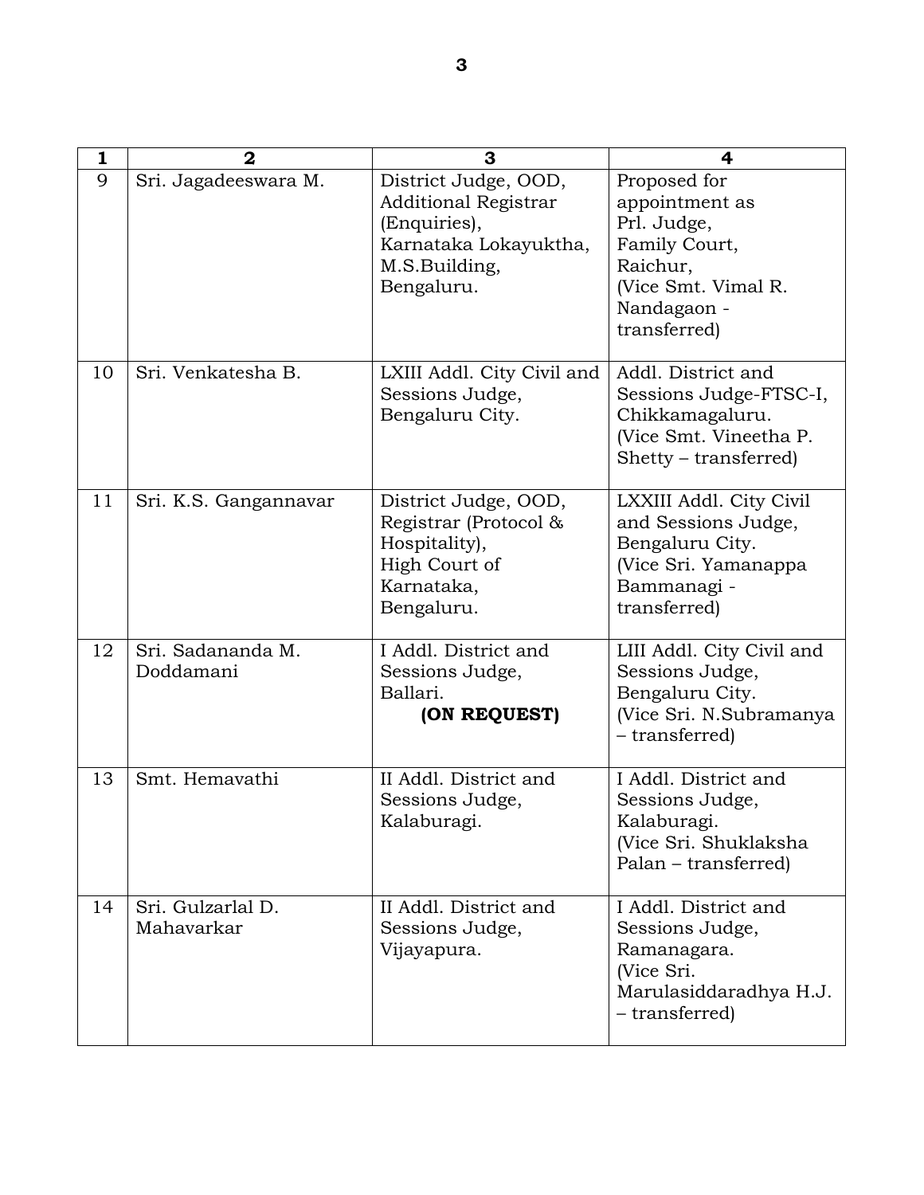| 1 | 2 | 3 | 4 |
|---|---|---|---|
| 9 | Sri. Jagadeeswara M. | District Judge, OOD, Additional Registrar (Enquiries), Karnataka Lokayuktha, M.S.Building, Bengaluru. | Proposed for appointment as Prl. Judge, Family Court, Raichur, (Vice Smt. Vimal R. Nandagaon - transferred) |
| 10 | Sri. Venkatesha B. | LXIII Addl. City Civil and Sessions Judge, Bengaluru City. | Addl. District and Sessions Judge-FTSC-I, Chikkamagaluru. (Vice Smt. Vineetha P. Shetty – transferred) |
| 11 | Sri. K.S. Gangannavar | District Judge, OOD, Registrar (Protocol & Hospitality), High Court of Karnataka, Bengaluru. | LXXIII Addl. City Civil and Sessions Judge, Bengaluru City. (Vice Sri. Yamanappa Bammanagi - transferred) |
| 12 | Sri. Sadananda M. Doddamani | I Addl. District and Sessions Judge, Ballari. **(ON REQUEST)** | LIII Addl. City Civil and Sessions Judge, Bengaluru City. (Vice Sri. N.Subramanya – transferred) |
| 13 | Smt. Hemavathi | II Addl. District and Sessions Judge, Kalaburagi. | I Addl. District and Sessions Judge, Kalaburagi. (Vice Sri. Shuklaksha Palan – transferred) |
| 14 | Sri. Gulzarlal D. Mahavarkar | II Addl. District and Sessions Judge, Vijayapura. | I Addl. District and Sessions Judge, Ramanagara. (Vice Sri. Marulasiddaradhya H.J. – transferred) |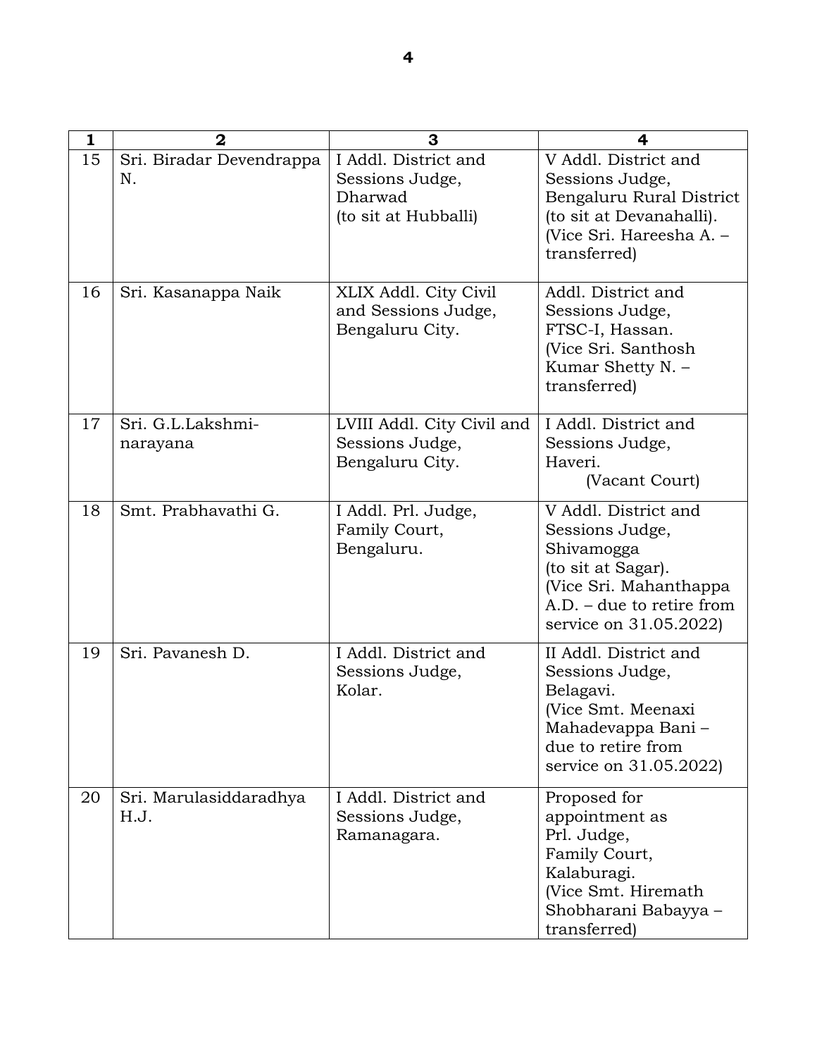| 1 | 2 | 3 | 4 |
|---|---|---|---|
| 15 | Sri. Biradar Devendrappa N. | I Addl. District and Sessions Judge, Dharwad (to sit at Hubballi) | V Addl. District and Sessions Judge, Bengaluru Rural District (to sit at Devanahalli). (Vice Sri. Hareesha A. – transferred) |
| 16 | Sri. Kasanappa Naik | XLIX Addl. City Civil and Sessions Judge, Bengaluru City. | Addl. District and Sessions Judge, FTSC-I, Hassan. (Vice Sri. Santhosh Kumar Shetty N. – transferred) |
| 17 | Sri. G.L.Lakshmi-narayana | LVIII Addl. City Civil and Sessions Judge, Bengaluru City. | I Addl. District and Sessions Judge, Haveri. (Vacant Court) |
| 18 | Smt. Prabhavathi G. | I Addl. Prl. Judge, Family Court, Bengaluru. | V Addl. District and Sessions Judge, Shivamogga (to sit at Sagar). (Vice Sri. Mahanthappa A.D. – due to retire from service on 31.05.2022) |
| 19 | Sri. Pavanesh D. | I Addl. District and Sessions Judge, Kolar. | II Addl. District and Sessions Judge, Belagavi. (Vice Smt. Meenaxi Mahadevappa Bani – due to retire from service on 31.05.2022) |
| 20 | Sri. Marulasiddaradhya H.J. | I Addl. District and Sessions Judge, Ramanagara. | Proposed for appointment as Prl. Judge, Family Court, Kalaburagi. (Vice Smt. Hiremath Shobharani Babayya – transferred) |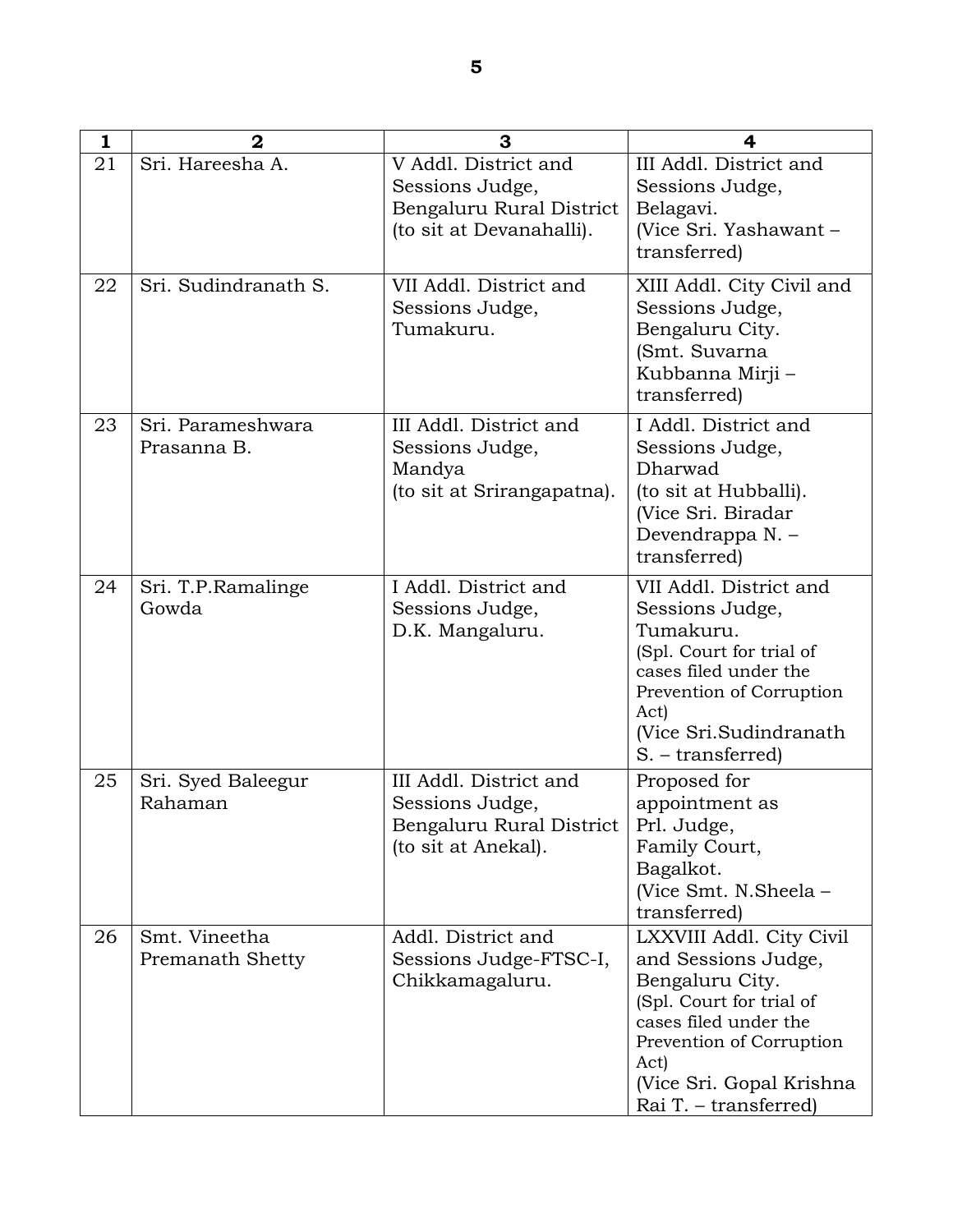| 1 | 2 | 3 | 4 |
|---|---|---|---|
| 21 | Sri. Hareesha A. | V Addl. District and Sessions Judge, Bengaluru Rural District (to sit at Devanahalli). | III Addl. District and Sessions Judge, Belagavi. (Vice Sri. Yashawant – transferred) |
| 22 | Sri. Sudindranath S. | VII Addl. District and Sessions Judge, Tumakuru. | XIII Addl. City Civil and Sessions Judge, Bengaluru City. (Smt. Suvarna Kubbanna Mirji – transferred) |
| 23 | Sri. Parameshwara Prasanna B. | III Addl. District and Sessions Judge, Mandya (to sit at Srirangapatna). | I Addl. District and Sessions Judge, Dharwad (to sit at Hubballi). (Vice Sri. Biradar Devendrappa N. – transferred) |
| 24 | Sri. T.P.Ramalinge Gowda | I Addl. District and Sessions Judge, D.K. Mangaluru. | VII Addl. District and Sessions Judge, Tumakuru. (Spl. Court for trial of cases filed under the Prevention of Corruption Act) (Vice Sri.Sudindranath S. – transferred) |
| 25 | Sri. Syed Baleegur Rahaman | III Addl. District and Sessions Judge, Bengaluru Rural District (to sit at Anekal). | Proposed for appointment as Prl. Judge, Family Court, Bagalkot. (Vice Smt. N.Sheela – transferred) |
| 26 | Smt. Vineetha Premanath Shetty | Addl. District and Sessions Judge-FTSC-I, Chikkamagaluru. | LXXVIII Addl. City Civil and Sessions Judge, Bengaluru City. (Spl. Court for trial of cases filed under the Prevention of Corruption Act) (Vice Sri. Gopal Krishna Rai T. – transferred) |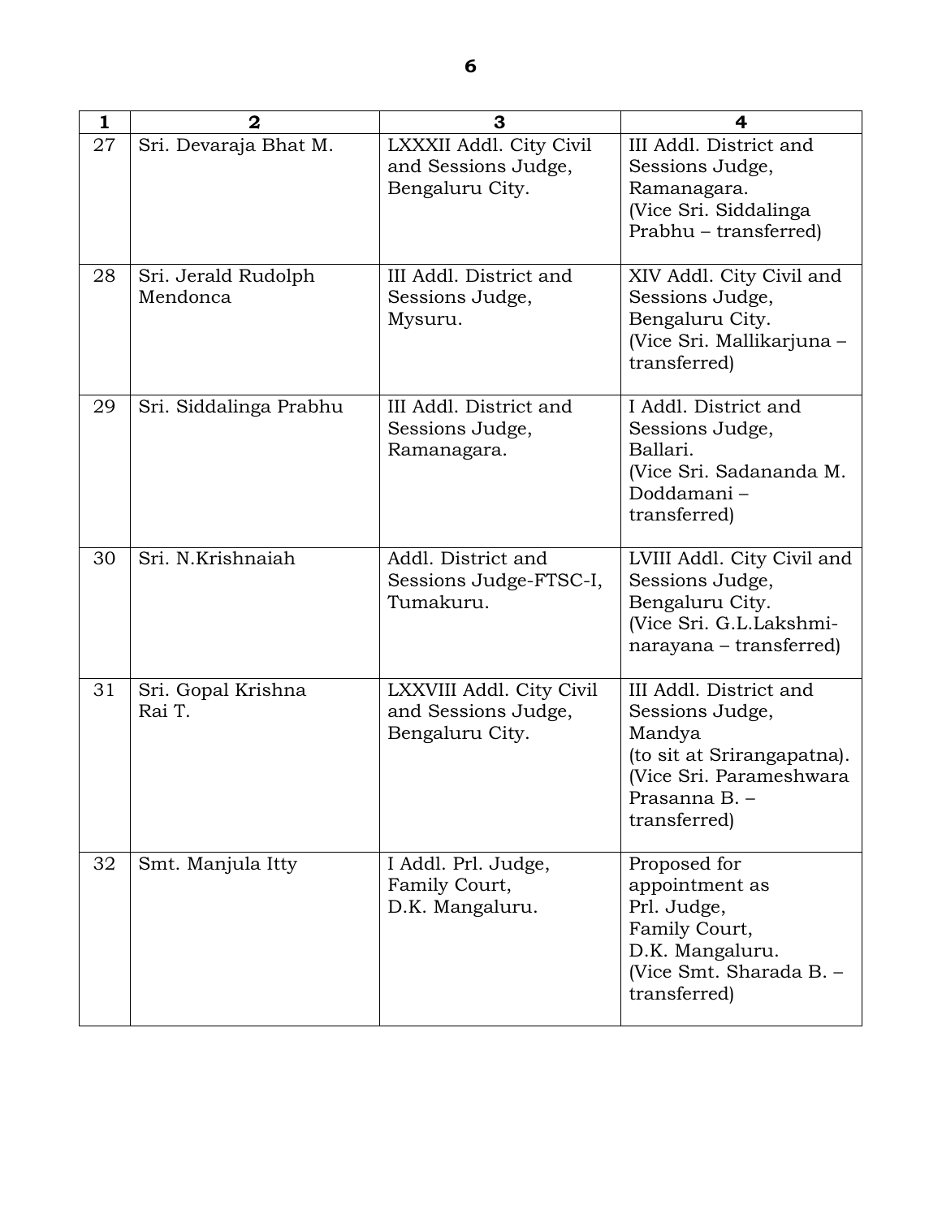| 1 | 2 | 3 | 4 |
|---|---|---|---|
| 27 | Sri. Devaraja Bhat M. | LXXXII Addl. City Civil and Sessions Judge, Bengaluru City. | III Addl. District and Sessions Judge, Ramanagara. (Vice Sri. Siddalinga Prabhu – transferred) |
| 28 | Sri. Jerald Rudolph Mendonca | III Addl. District and Sessions Judge, Mysuru. | XIV Addl. City Civil and Sessions Judge, Bengaluru City. (Vice Sri. Mallikarjuna – transferred) |
| 29 | Sri. Siddalinga Prabhu | III Addl. District and Sessions Judge, Ramanagara. | I Addl. District and Sessions Judge, Ballari. (Vice Sri. Sadananda M. Doddamani – transferred) |
| 30 | Sri. N.Krishnaiah | Addl. District and Sessions Judge-FTSC-I, Tumakuru. | LVIII Addl. City Civil and Sessions Judge, Bengaluru City. (Vice Sri. G.L.Lakshmi-narayana – transferred) |
| 31 | Sri. Gopal Krishna Rai T. | LXXVIII Addl. City Civil and Sessions Judge, Bengaluru City. | III Addl. District and Sessions Judge, Mandya (to sit at Srirangapatna). (Vice Sri. Parameshwara Prasanna B. – transferred) |
| 32 | Smt. Manjula Itty | I Addl. Prl. Judge, Family Court, D.K. Mangaluru. | Proposed for appointment as Prl. Judge, Family Court, D.K. Mangaluru. (Vice Smt. Sharada B. – transferred) |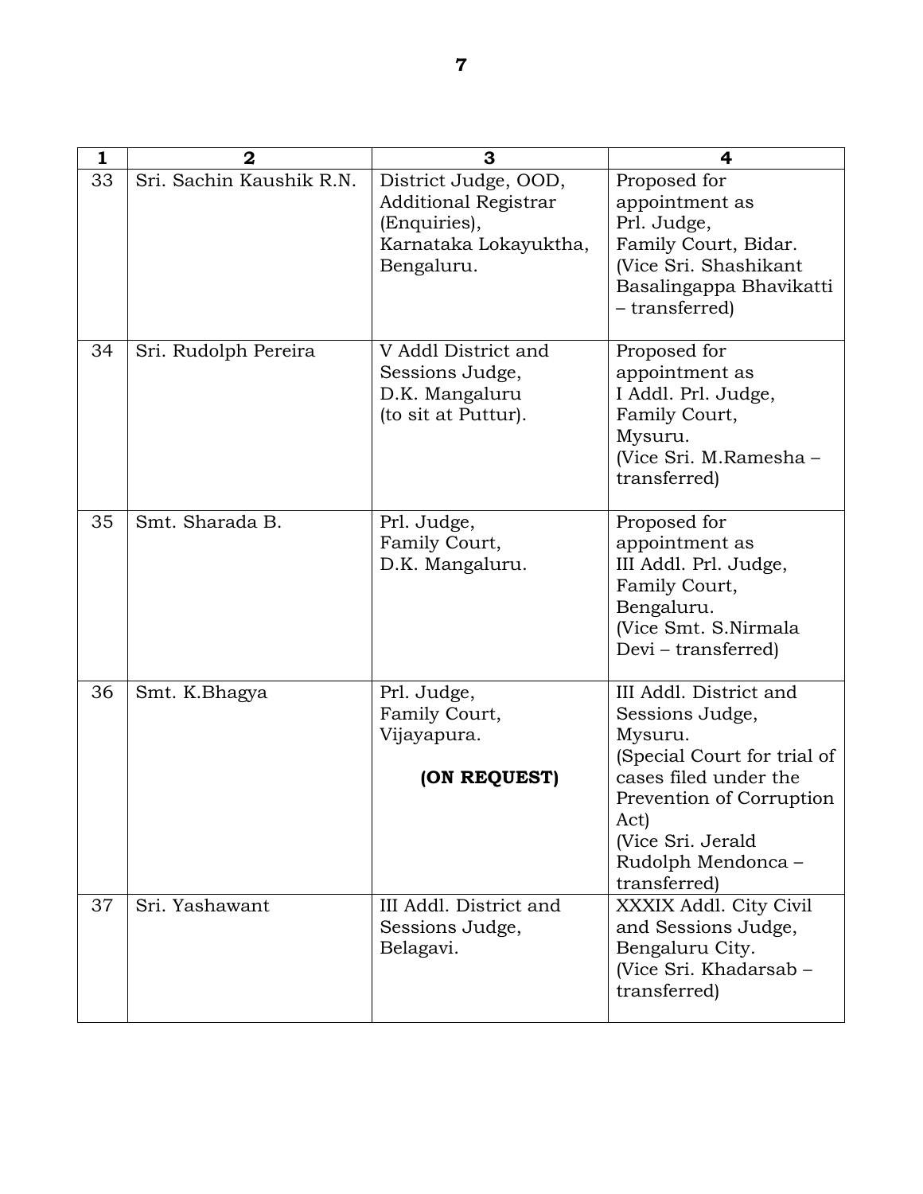| 1 | 2 | 3 | 4 |
|---|---|---|---|
| 33 | Sri. Sachin Kaushik R.N. | District Judge, OOD, Additional Registrar (Enquiries), Karnataka Lokayuktha, Bengaluru. | Proposed for appointment as Prl. Judge, Family Court, Bidar. (Vice Sri. Shashikant Basalingappa Bhavikatti – transferred) |
| 34 | Sri. Rudolph Pereira | V Addl District and Sessions Judge, D.K. Mangaluru (to sit at Puttur). | Proposed for appointment as I Addl. Prl. Judge, Family Court, Mysuru. (Vice Sri. M.Ramesha – transferred) |
| 35 | Smt. Sharada B. | Prl. Judge, Family Court, D.K. Mangaluru. | Proposed for appointment as III Addl. Prl. Judge, Family Court, Bengaluru. (Vice Smt. S.Nirmala Devi – transferred) |
| 36 | Smt. K.Bhagya | Prl. Judge, Family Court, Vijayapura. **(ON REQUEST)** | III Addl. District and Sessions Judge, Mysuru. (Special Court for trial of cases filed under the Prevention of Corruption Act) (Vice Sri. Jerald Rudolph Mendonca – transferred) |
| 37 | Sri. Yashawant | III Addl. District and Sessions Judge, Belagavi. | XXXIX Addl. City Civil and Sessions Judge, Bengaluru City. (Vice Sri. Khadarsab – transferred) |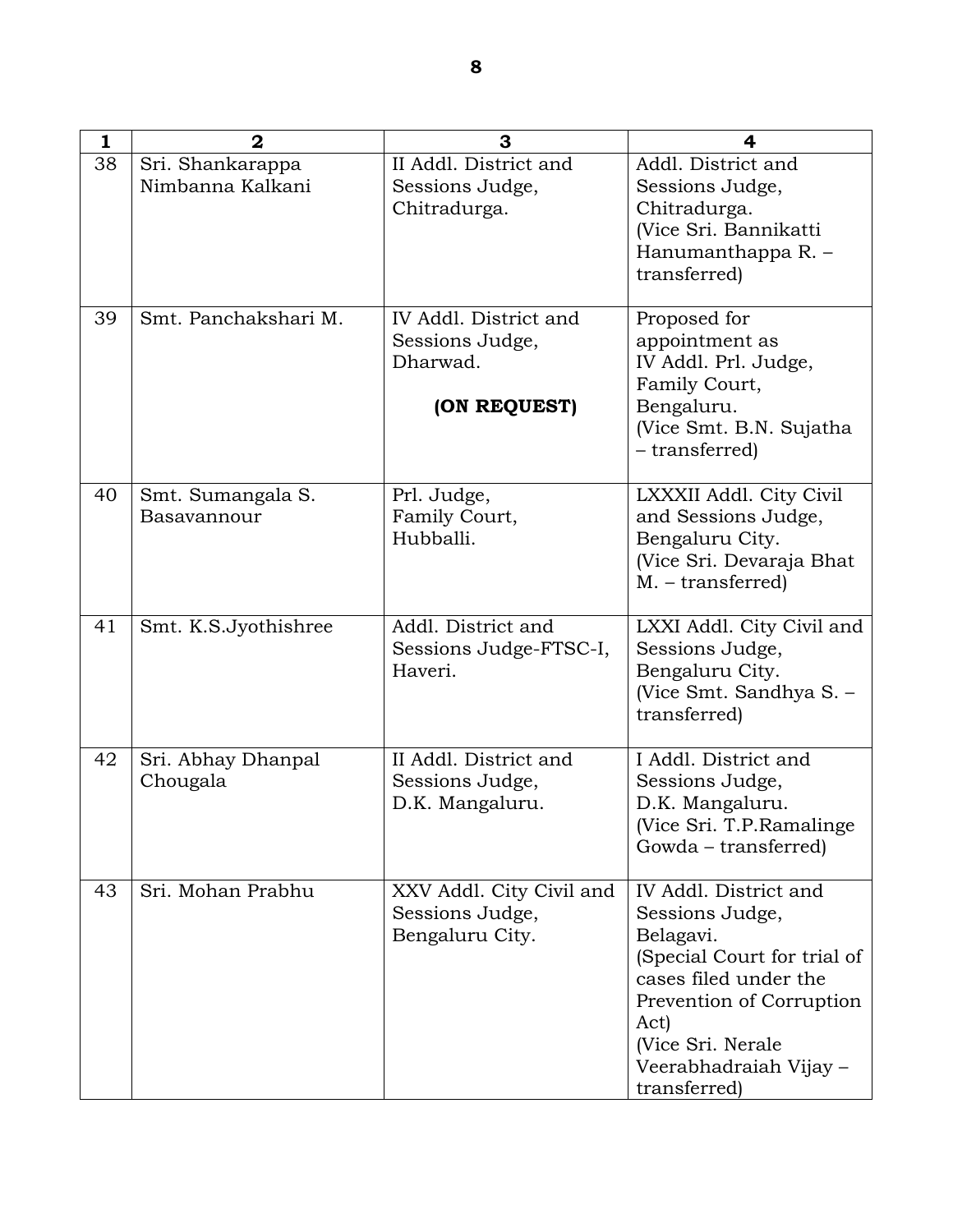| 1 | 2 | 3 | 4 |
|---|---|---|---|
| 38 | Sri. Shankarappa Nimbanna Kalkani | II Addl. District and Sessions Judge, Chitradurga. | Addl. District and Sessions Judge, Chitradurga. (Vice Sri. Bannikatti Hanumanthappa R. – transferred) |
| 39 | Smt. Panchakshari M. | IV Addl. District and Sessions Judge, Dharwad. **(ON REQUEST)** | Proposed for appointment as IV Addl. Prl. Judge, Family Court, Bengaluru. (Vice Smt. B.N. Sujatha – transferred) |
| 40 | Smt. Sumangala S. Basavannour | Prl. Judge, Family Court, Hubballi. | LXXXII Addl. City Civil and Sessions Judge, Bengaluru City. (Vice Sri. Devaraja Bhat M. – transferred) |
| 41 | Smt. K.S.Jyothishree | Addl. District and Sessions Judge-FTSC-I, Haveri. | LXXI Addl. City Civil and Sessions Judge, Bengaluru City. (Vice Smt. Sandhya S. – transferred) |
| 42 | Sri. Abhay Dhanpal Chougala | II Addl. District and Sessions Judge, D.K. Mangaluru. | I Addl. District and Sessions Judge, D.K. Mangaluru. (Vice Sri. T.P.Ramalinge Gowda – transferred) |
| 43 | Sri. Mohan Prabhu | XXV Addl. City Civil and Sessions Judge, Bengaluru City. | IV Addl. District and Sessions Judge, Belagavi. (Special Court for trial of cases filed under the Prevention of Corruption Act) (Vice Sri. Nerale Veerabhadraiah Vijay – transferred) |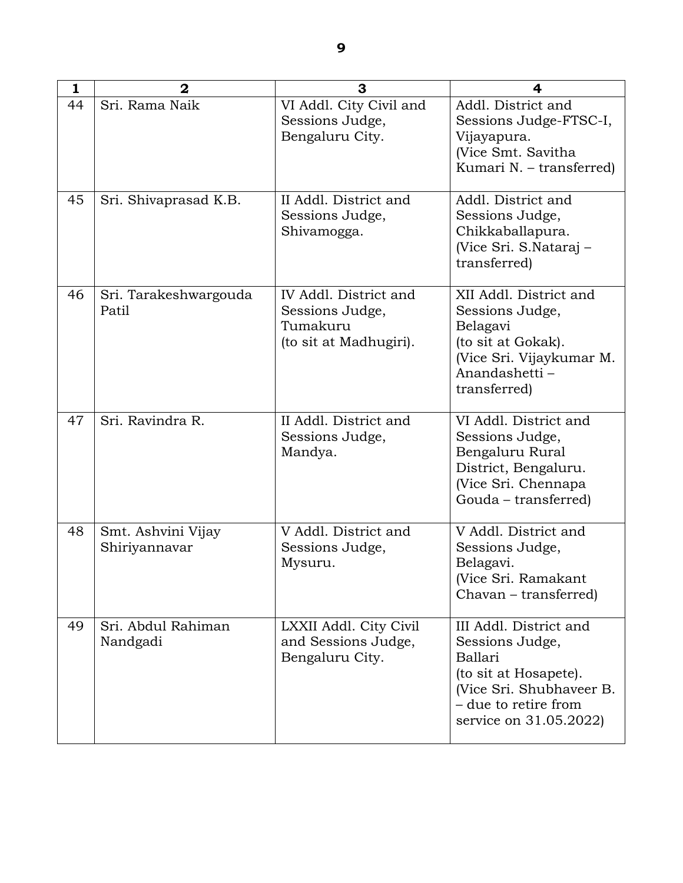| 1 | 2 | 3 | 4 |
|---|---|---|---|
| 44 | Sri. Rama Naik | VI Addl. City Civil and Sessions Judge, Bengaluru City. | Addl. District and Sessions Judge-FTSC-I, Vijayapura. (Vice Smt. Savitha Kumari N. – transferred) |
| 45 | Sri. Shivaprasad K.B. | II Addl. District and Sessions Judge, Shivamogga. | Addl. District and Sessions Judge, Chikkaballapura. (Vice Sri. S.Nataraj – transferred) |
| 46 | Sri. Tarakeshwargouda Patil | IV Addl. District and Sessions Judge, Tumakuru (to sit at Madhugiri). | XII Addl. District and Sessions Judge, Belagavi (to sit at Gokak). (Vice Sri. Vijaykumar M. Anandashetti – transferred) |
| 47 | Sri. Ravindra R. | II Addl. District and Sessions Judge, Mandya. | VI Addl. District and Sessions Judge, Bengaluru Rural District, Bengaluru. (Vice Sri. Chennapa Gouda – transferred) |
| 48 | Smt. Ashvini Vijay Shiriyannavar | V Addl. District and Sessions Judge, Mysuru. | V Addl. District and Sessions Judge, Belagavi. (Vice Sri. Ramakant Chavan – transferred) |
| 49 | Sri. Abdul Rahiman Nandgadi | LXXII Addl. City Civil and Sessions Judge, Bengaluru City. | III Addl. District and Sessions Judge, Ballari (to sit at Hosapete). (Vice Sri. Shubhaveer B. – due to retire from service on 31.05.2022) |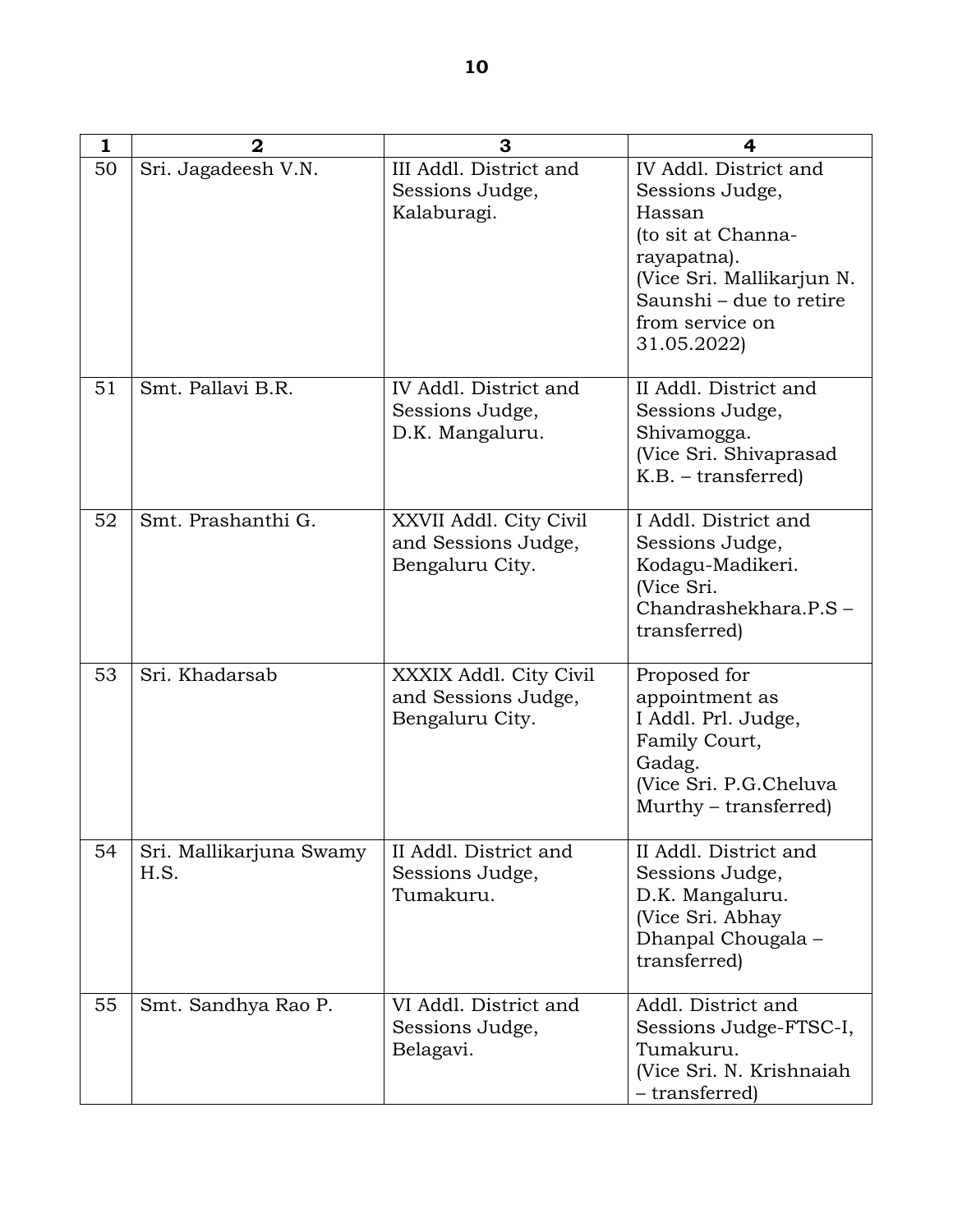| 1 | 2 | 3 | 4 |
|---|---|---|---|
| 50 | Sri. Jagadeesh V.N. | III Addl. District and Sessions Judge, Kalaburagi. | IV Addl. District and Sessions Judge, Hassan (to sit at Channa-rayapatna). (Vice Sri. Mallikarjun N. Saunshi – due to retire from service on 31.05.2022) |
| 51 | Smt. Pallavi B.R. | IV Addl. District and Sessions Judge, D.K. Mangaluru. | II Addl. District and Sessions Judge, Shivamogga. (Vice Sri. Shivaprasad K.B. – transferred) |
| 52 | Smt. Prashanthi G. | XXVII Addl. City Civil and Sessions Judge, Bengaluru City. | I Addl. District and Sessions Judge, Kodagu-Madikeri. (Vice Sri. Chandrashekhara.P.S – transferred) |
| 53 | Sri. Khadarsab | XXXIX Addl. City Civil and Sessions Judge, Bengaluru City. | Proposed for appointment as I Addl. Prl. Judge, Family Court, Gadag. (Vice Sri. P.G.Cheluva Murthy – transferred) |
| 54 | Sri. Mallikarjuna Swamy H.S. | II Addl. District and Sessions Judge, Tumakuru. | II Addl. District and Sessions Judge, D.K. Mangaluru. (Vice Sri. Abhay Dhanpal Chougala – transferred) |
| 55 | Smt. Sandhya Rao P. | VI Addl. District and Sessions Judge, Belagavi. | Addl. District and Sessions Judge-FTSC-I, Tumakuru. (Vice Sri. N. Krishnaiah – transferred) |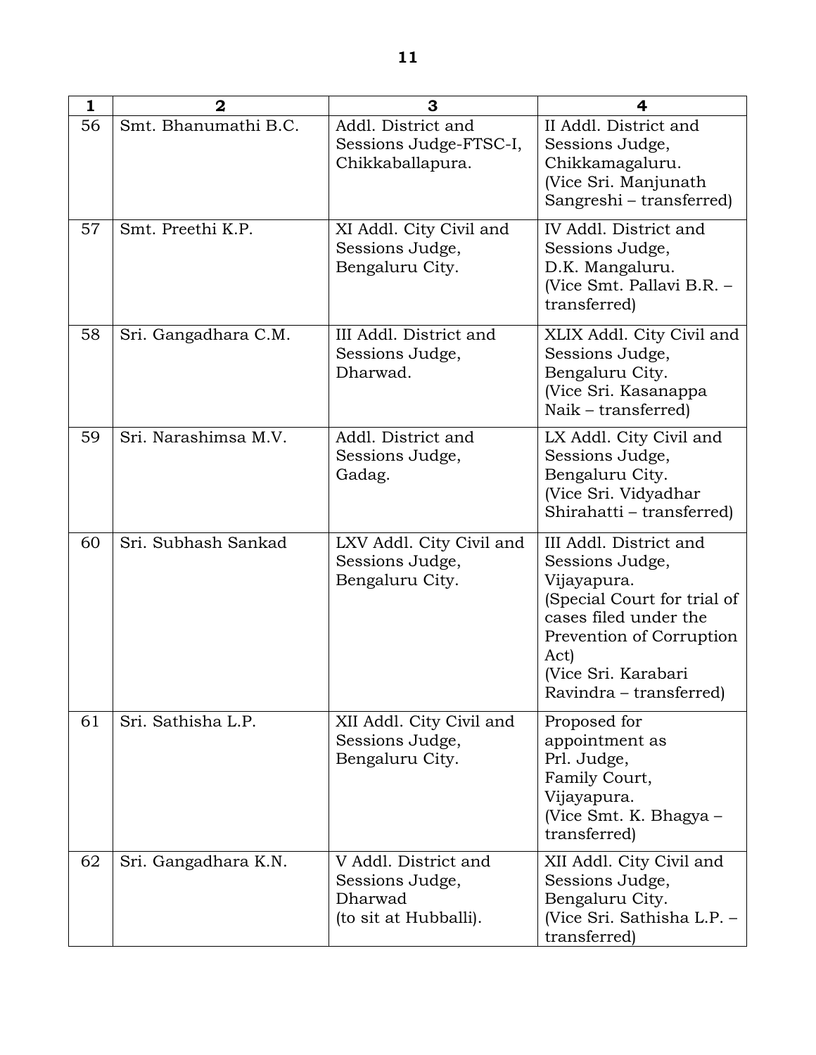| 1 | 2 | 3 | 4 |
|---|---|---|---|
| 56 | Smt. Bhanumathi B.C. | Addl. District and Sessions Judge-FTSC-I, Chikkaballapura. | II Addl. District and Sessions Judge, Chikkamagaluru. (Vice Sri. Manjunath Sangreshi – transferred) |
| 57 | Smt. Preethi K.P. | XI Addl. City Civil and Sessions Judge, Bengaluru City. | IV Addl. District and Sessions Judge, D.K. Mangaluru. (Vice Smt. Pallavi B.R. – transferred) |
| 58 | Sri. Gangadhara C.M. | III Addl. District and Sessions Judge, Dharwad. | XLIX Addl. City Civil and Sessions Judge, Bengaluru City. (Vice Sri. Kasanappa Naik – transferred) |
| 59 | Sri. Narashimsa M.V. | Addl. District and Sessions Judge, Gadag. | LX Addl. City Civil and Sessions Judge, Bengaluru City. (Vice Sri. Vidyadhar Shirahatti – transferred) |
| 60 | Sri. Subhash Sankad | LXV Addl. City Civil and Sessions Judge, Bengaluru City. | III Addl. District and Sessions Judge, Vijayapura. (Special Court for trial of cases filed under the Prevention of Corruption Act) (Vice Sri. Karabari Ravindra – transferred) |
| 61 | Sri. Sathisha L.P. | XII Addl. City Civil and Sessions Judge, Bengaluru City. | Proposed for appointment as Prl. Judge, Family Court, Vijayapura. (Vice Smt. K. Bhagya – transferred) |
| 62 | Sri. Gangadhara K.N. | V Addl. District and Sessions Judge, Dharwad (to sit at Hubballi). | XII Addl. City Civil and Sessions Judge, Bengaluru City. (Vice Sri. Sathisha L.P. – transferred) |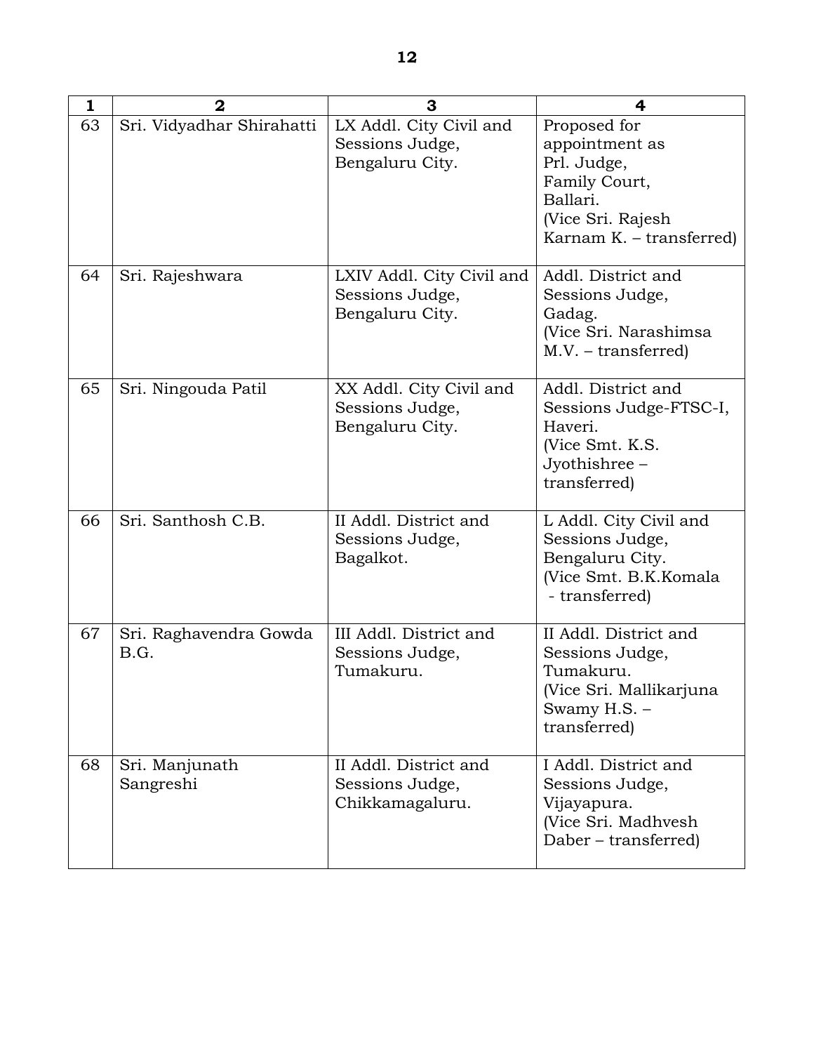| 1 | 2 | 3 | 4 |
|---|---|---|---|
| 63 | Sri. Vidyadhar Shirahatti | LX Addl. City Civil and Sessions Judge, Bengaluru City. | Proposed for appointment as Prl. Judge, Family Court, Ballari. (Vice Sri. Rajesh Karnam K. – transferred) |
| 64 | Sri. Rajeshwara | LXIV Addl. City Civil and Sessions Judge, Bengaluru City. | Addl. District and Sessions Judge, Gadag. (Vice Sri. Narashimsa M.V. – transferred) |
| 65 | Sri. Ningouda Patil | XX Addl. City Civil and Sessions Judge, Bengaluru City. | Addl. District and Sessions Judge-FTSC-I, Haveri. (Vice Smt. K.S. Jyothishree – transferred) |
| 66 | Sri. Santhosh C.B. | II Addl. District and Sessions Judge, Bagalkot. | L Addl. City Civil and Sessions Judge, Bengaluru City. (Vice Smt. B.K.Komala - transferred) |
| 67 | Sri. Raghavendra Gowda B.G. | III Addl. District and Sessions Judge, Tumakuru. | II Addl. District and Sessions Judge, Tumakuru. (Vice Sri. Mallikarjuna Swamy H.S. – transferred) |
| 68 | Sri. Manjunath Sangreshi | II Addl. District and Sessions Judge, Chikkamagaluru. | I Addl. District and Sessions Judge, Vijayapura. (Vice Sri. Madhvesh Daber – transferred) |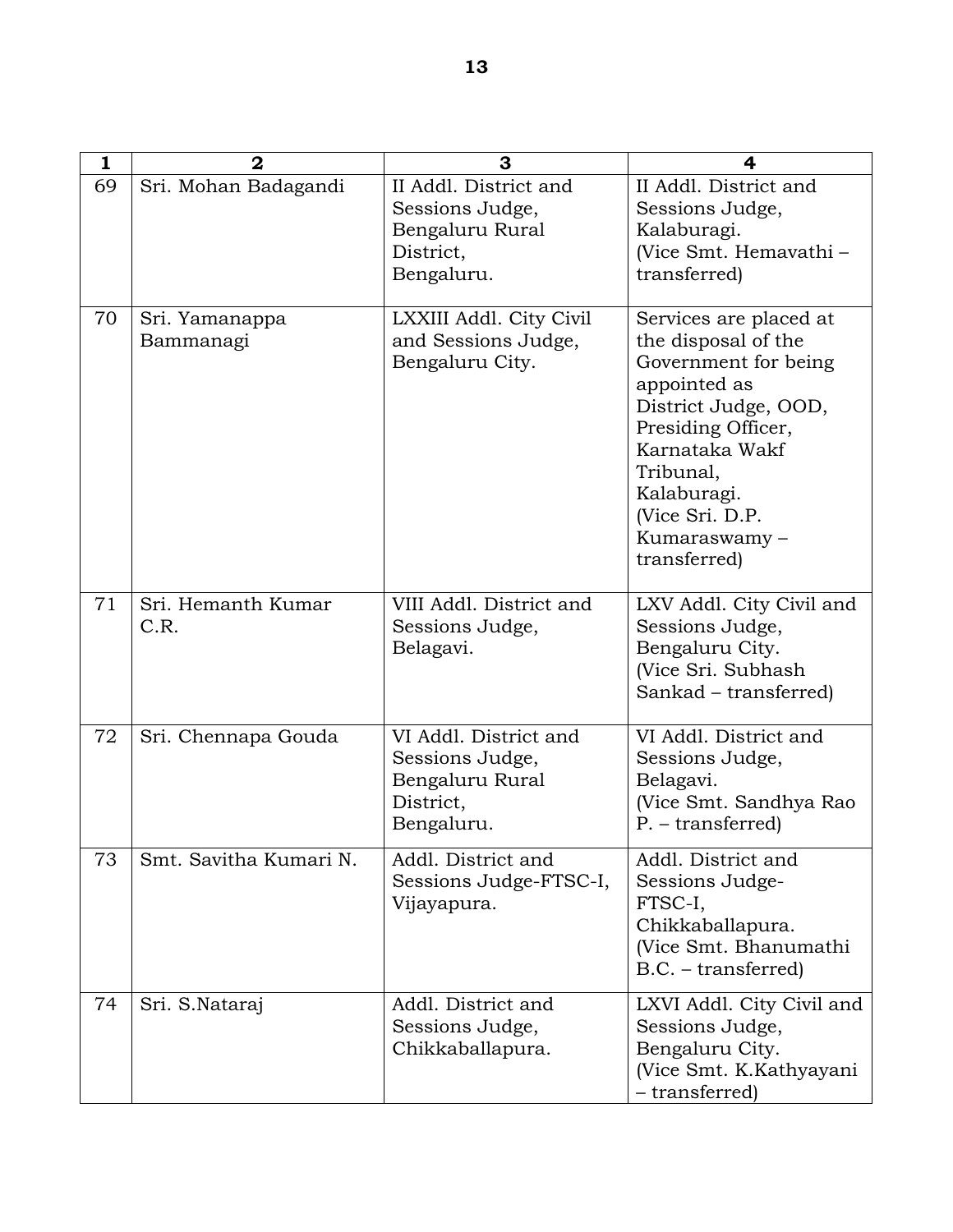| 1 | 2 | 3 | 4 |
|---|---|---|---|
| 69 | Sri. Mohan Badagandi | II Addl. District and Sessions Judge, Bengaluru Rural District, Bengaluru. | II Addl. District and Sessions Judge, Kalaburagi. (Vice Smt. Hemavathi – transferred) |
| 70 | Sri. Yamanappa Bammanagi | LXXIII Addl. City Civil and Sessions Judge, Bengaluru City. | Services are placed at the disposal of the Government for being appointed as District Judge, OOD, Presiding Officer, Karnataka Wakf Tribunal, Kalaburagi. (Vice Sri. D.P. Kumaraswamy – transferred) |
| 71 | Sri. Hemanth Kumar C.R. | VIII Addl. District and Sessions Judge, Belagavi. | LXV Addl. City Civil and Sessions Judge, Bengaluru City. (Vice Sri. Subhash Sankad – transferred) |
| 72 | Sri. Chennapa Gouda | VI Addl. District and Sessions Judge, Bengaluru Rural District, Bengaluru. | VI Addl. District and Sessions Judge, Belagavi. (Vice Smt. Sandhya Rao P. – transferred) |
| 73 | Smt. Savitha Kumari N. | Addl. District and Sessions Judge-FTSC-I, Vijayapura. | Addl. District and Sessions Judge-FTSC-I, Chikkaballapura. (Vice Smt. Bhanumathi B.C. – transferred) |
| 74 | Sri. S.Nataraj | Addl. District and Sessions Judge, Chikkaballapura. | LXVI Addl. City Civil and Sessions Judge, Bengaluru City. (Vice Smt. K.Kathyayani – transferred) |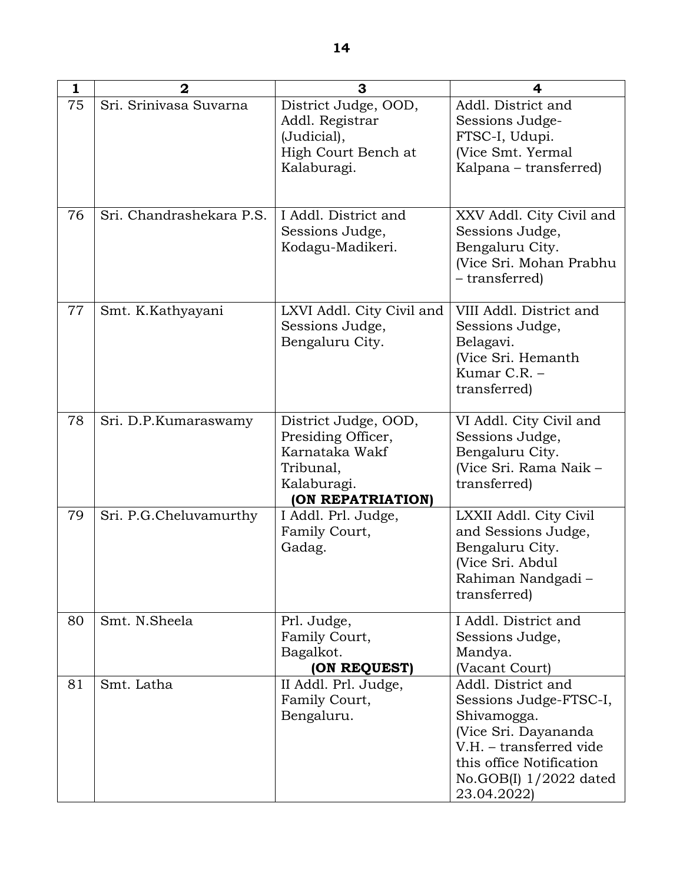| 1 | 2 | 3 | 4 |
|---|---|---|---|
| 75 | Sri. Srinivasa Suvarna | District Judge, OOD, Addl. Registrar (Judicial), High Court Bench at Kalaburagi. | Addl. District and Sessions Judge- FTSC-I, Udupi. (Vice Smt. Yermal Kalpana – transferred) |
| 76 | Sri. Chandrashekara P.S. | I Addl. District and Sessions Judge, Kodagu-Madikeri. | XXV Addl. City Civil and Sessions Judge, Bengaluru City. (Vice Sri. Mohan Prabhu – transferred) |
| 77 | Smt. K.Kathyayani | LXVI Addl. City Civil and Sessions Judge, Bengaluru City. | VIII Addl. District and Sessions Judge, Belagavi. (Vice Sri. Hemanth Kumar C.R. – transferred) |
| 78 | Sri. D.P.Kumaraswamy | District Judge, OOD, Presiding Officer, Karnataka Wakf Tribunal, Kalaburagi. **(ON REPATRIATION)** | VI Addl. City Civil and Sessions Judge, Bengaluru City. (Vice Sri. Rama Naik – transferred) |
| 79 | Sri. P.G.Cheluvamurthy | I Addl. Prl. Judge, Family Court, Gadag. | LXXII Addl. City Civil and Sessions Judge, Bengaluru City. (Vice Sri. Abdul Rahiman Nandgadi – transferred) |
| 80 | Smt. N.Sheela | Prl. Judge, Family Court, Bagalkot. **(ON REQUEST)** | I Addl. District and Sessions Judge, Mandya. (Vacant Court) |
| 81 | Smt. Latha | II Addl. Prl. Judge, Family Court, Bengaluru. | Addl. District and Sessions Judge-FTSC-I, Shivamogga. (Vice Sri. Dayananda V.H. – transferred vide this office Notification No.GOB(I) 1/2022 dated 23.04.2022) |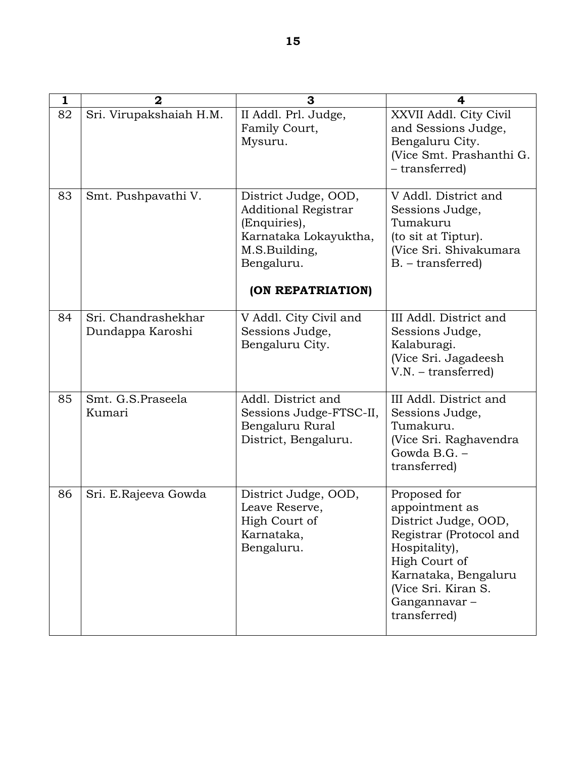| 1 | 2 | 3 | 4 |
|---|---|---|---|
| 82 | Sri. Virupakshaiah H.M. | II Addl. Prl. Judge, Family Court, Mysuru. | XXVII Addl. City Civil and Sessions Judge, Bengaluru City. (Vice Smt. Prashanthi G. – transferred) |
| 83 | Smt. Pushpavathi V. | District Judge, OOD, Additional Registrar (Enquiries), Karnataka Lokayuktha, M.S.Building, Bengaluru. **(ON REPATRIATION)** | V Addl. District and Sessions Judge, Tumakuru (to sit at Tiptur). (Vice Sri. Shivakumara B. – transferred) |
| 84 | Sri. Chandrashekhar Dundappa Karoshi | V Addl. City Civil and Sessions Judge, Bengaluru City. | III Addl. District and Sessions Judge, Kalaburagi. (Vice Sri. Jagadeesh V.N. – transferred) |
| 85 | Smt. G.S.Praseela Kumari | Addl. District and Sessions Judge-FTSC-II, Bengaluru Rural District, Bengaluru. | III Addl. District and Sessions Judge, Tumakuru. (Vice Sri. Raghavendra Gowda B.G. – transferred) |
| 86 | Sri. E.Rajeeva Gowda | District Judge, OOD, Leave Reserve, High Court of Karnataka, Bengaluru. | Proposed for appointment as District Judge, OOD, Registrar (Protocol and Hospitality), High Court of Karnataka, Bengaluru (Vice Sri. Kiran S. Gangannavar – transferred) |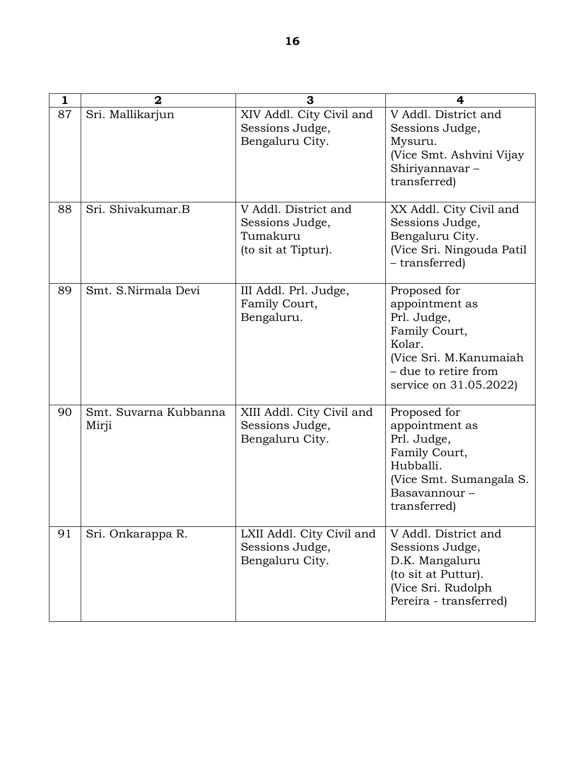| 1 | 2 | 3 | 4 |
|---|---|---|---|
| 87 | Sri. Mallikarjun | XIV Addl. City Civil and Sessions Judge, Bengaluru City. | V Addl. District and Sessions Judge, Mysuru. (Vice Smt. Ashvini Vijay Shiriyannavar – transferred) |
| 88 | Sri. Shivakumar.B | V Addl. District and Sessions Judge, Tumakuru (to sit at Tiptur). | XX Addl. City Civil and Sessions Judge, Bengaluru City. (Vice Sri. Ningouda Patil – transferred) |
| 89 | Smt. S.Nirmala Devi | III Addl. Prl. Judge, Family Court, Bengaluru. | Proposed for appointment as Prl. Judge, Family Court, Kolar. (Vice Sri. M.Kanumaiah – due to retire from service on 31.05.2022) |
| 90 | Smt. Suvarna Kubbanna Mirji | XIII Addl. City Civil and Sessions Judge, Bengaluru City. | Proposed for appointment as Prl. Judge, Family Court, Hubballi. (Vice Smt. Sumangala S. Basavannour – transferred) |
| 91 | Sri. Onkarappa R. | LXII Addl. City Civil and Sessions Judge, Bengaluru City. | V Addl. District and Sessions Judge, D.K. Mangaluru (to sit at Puttur). (Vice Sri. Rudolph Pereira - transferred) |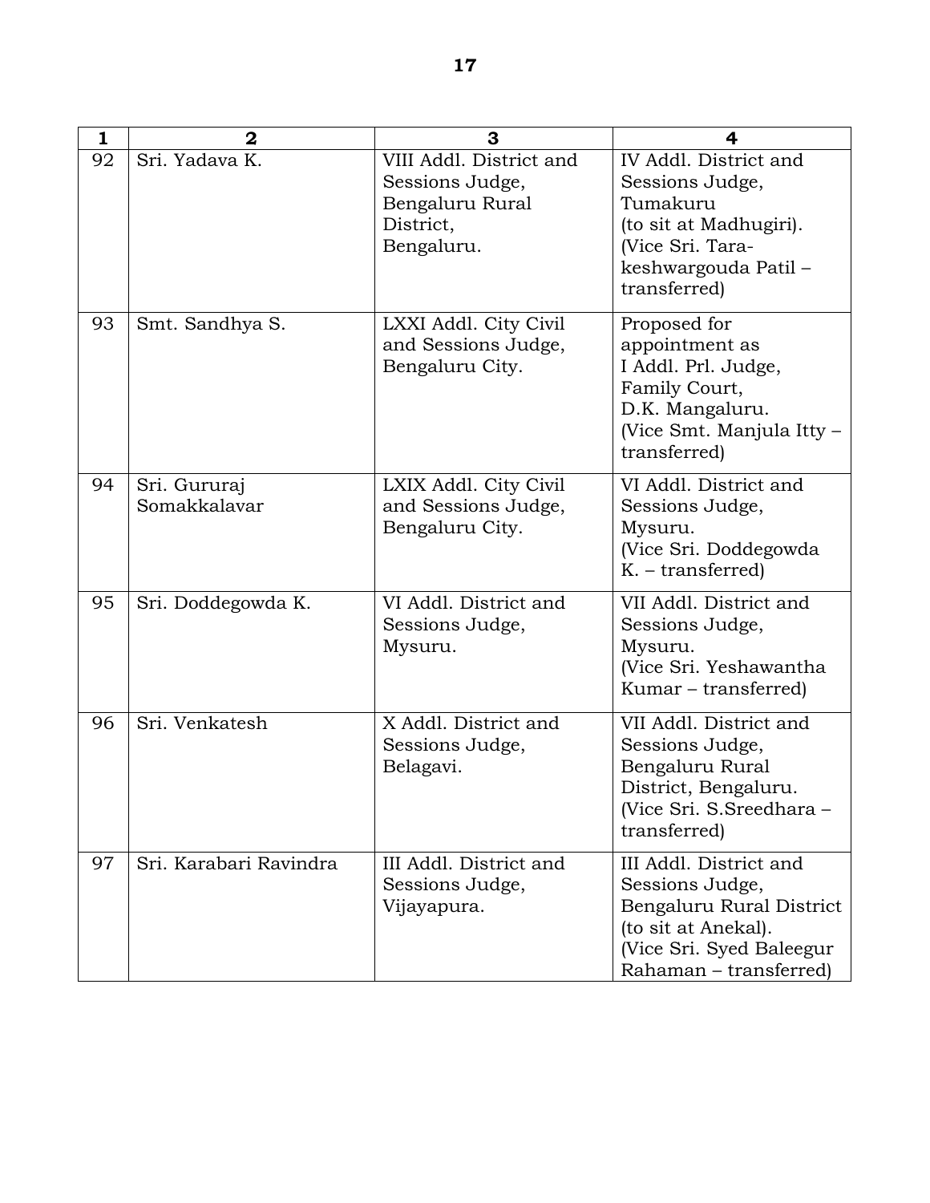| 1 | 2 | 3 | 4 |
|---|---|---|---|
| 92 | Sri. Yadava K. | VIII Addl. District and Sessions Judge, Bengaluru Rural District, Bengaluru. | IV Addl. District and Sessions Judge, Tumakuru (to sit at Madhugiri). (Vice Sri. Tara-keshwargouda Patil – transferred) |
| 93 | Smt. Sandhya S. | LXXI Addl. City Civil and Sessions Judge, Bengaluru City. | Proposed for appointment as I Addl. Prl. Judge, Family Court, D.K. Mangaluru. (Vice Smt. Manjula Itty – transferred) |
| 94 | Sri. Gururaj Somakkalavar | LXIX Addl. City Civil and Sessions Judge, Bengaluru City. | VI Addl. District and Sessions Judge, Mysuru. (Vice Sri. Doddegowda K. – transferred) |
| 95 | Sri. Doddegowda K. | VI Addl. District and Sessions Judge, Mysuru. | VII Addl. District and Sessions Judge, Mysuru. (Vice Sri. Yeshawantha Kumar – transferred) |
| 96 | Sri. Venkatesh | X Addl. District and Sessions Judge, Belagavi. | VII Addl. District and Sessions Judge, Bengaluru Rural District, Bengaluru. (Vice Sri. S.Sreedhara – transferred) |
| 97 | Sri. Karabari Ravindra | III Addl. District and Sessions Judge, Vijayapura. | III Addl. District and Sessions Judge, Bengaluru Rural District (to sit at Anekal). (Vice Sri. Syed Baleegur Rahaman – transferred) |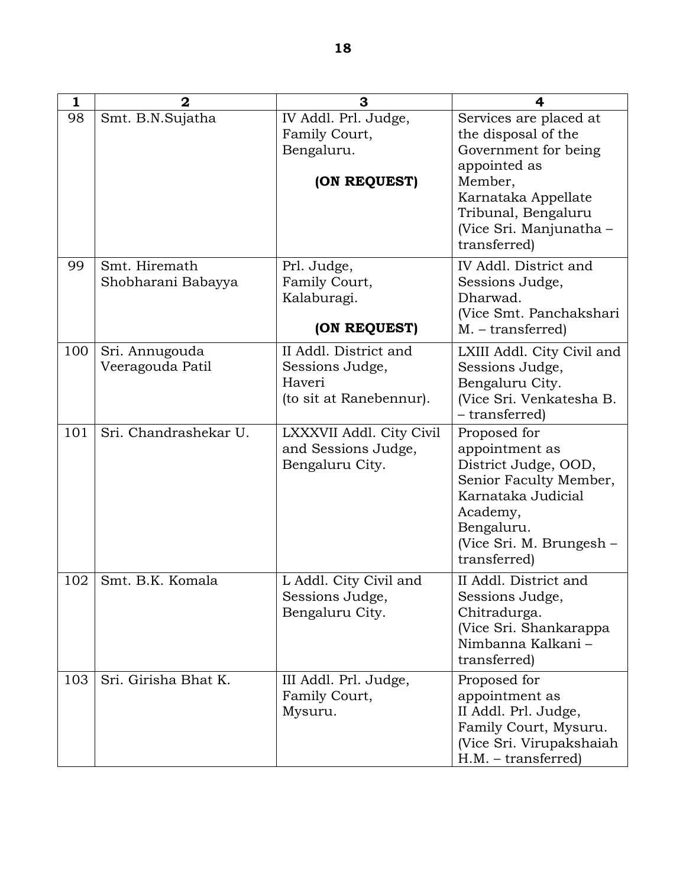| 1 | 2 | 3 | 4 |
|---|---|---|---|
| 98 | Smt. B.N.Sujatha | IV Addl. Prl. Judge, Family Court, Bengaluru. **(ON REQUEST)** | Services are placed at the disposal of the Government for being appointed as Member, Karnataka Appellate Tribunal, Bengaluru (Vice Sri. Manjunatha – transferred) |
| 99 | Smt. Hiremath Shobharani Babayya | Prl. Judge, Family Court, Kalaburagi. **(ON REQUEST)** | IV Addl. District and Sessions Judge, Dharwad. (Vice Smt. Panchakshari M. – transferred) |
| 100 | Sri. Annugouda Veeragouda Patil | II Addl. District and Sessions Judge, Haveri (to sit at Ranebennur). | LXIII Addl. City Civil and Sessions Judge, Bengaluru City. (Vice Sri. Venkatesha B. – transferred) |
| 101 | Sri. Chandrashekar U. | LXXXVII Addl. City Civil and Sessions Judge, Bengaluru City. | Proposed for appointment as District Judge, OOD, Senior Faculty Member, Karnataka Judicial Academy, Bengaluru. (Vice Sri. M. Brungesh – transferred) |
| 102 | Smt. B.K. Komala | L Addl. City Civil and Sessions Judge, Bengaluru City. | II Addl. District and Sessions Judge, Chitradurga. (Vice Sri. Shankarappa Nimbanna Kalkani – transferred) |
| 103 | Sri. Girisha Bhat K. | III Addl. Prl. Judge, Family Court, Mysuru. | Proposed for appointment as II Addl. Prl. Judge, Family Court, Mysuru. (Vice Sri. Virupakshaiah H.M. – transferred) |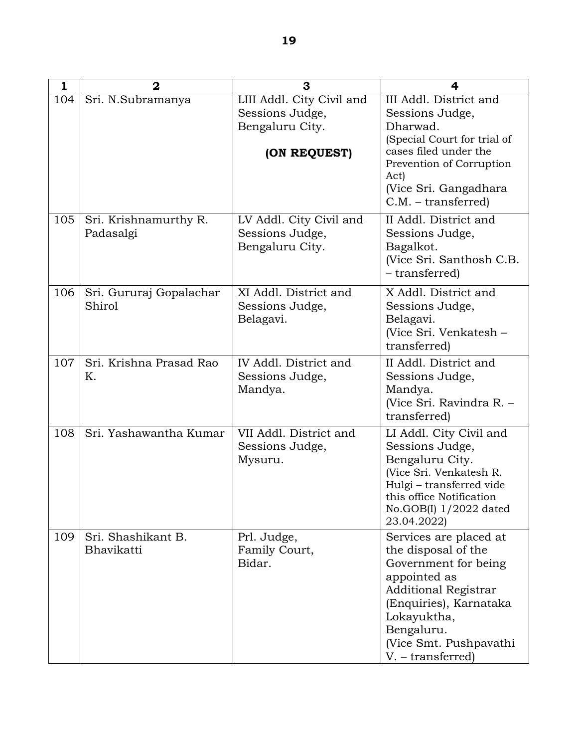| 1 | 2 | 3 | 4 |
|---|---|---|---|
| 104 | Sri. N.Subramanya | LIII Addl. City Civil and Sessions Judge, Bengaluru City. **(ON REQUEST)** | III Addl. District and Sessions Judge, Dharwad. (Special Court for trial of cases filed under the Prevention of Corruption Act) (Vice Sri. Gangadhara C.M. – transferred) |
| 105 | Sri. Krishnamurthy R. Padasalgi | LV Addl. City Civil and Sessions Judge, Bengaluru City. | II Addl. District and Sessions Judge, Bagalkot. (Vice Sri. Santhosh C.B. – transferred) |
| 106 | Sri. Gururaj Gopalachar Shirol | XI Addl. District and Sessions Judge, Belagavi. | X Addl. District and Sessions Judge, Belagavi. (Vice Sri. Venkatesh – transferred) |
| 107 | Sri. Krishna Prasad Rao K. | IV Addl. District and Sessions Judge, Mandya. | II Addl. District and Sessions Judge, Mandya. (Vice Sri. Ravindra R. – transferred) |
| 108 | Sri. Yashawantha Kumar | VII Addl. District and Sessions Judge, Mysuru. | LI Addl. City Civil and Sessions Judge, Bengaluru City. (Vice Sri. Venkatesh R. Hulgi – transferred vide this office Notification No.GOB(I) 1/2022 dated 23.04.2022) |
| 109 | Sri. Shashikant B. Bhavikatti | Prl. Judge, Family Court, Bidar. | Services are placed at the disposal of the Government for being appointed as Additional Registrar (Enquiries), Karnataka Lokayuktha, Bengaluru. (Vice Smt. Pushpavathi V. – transferred) |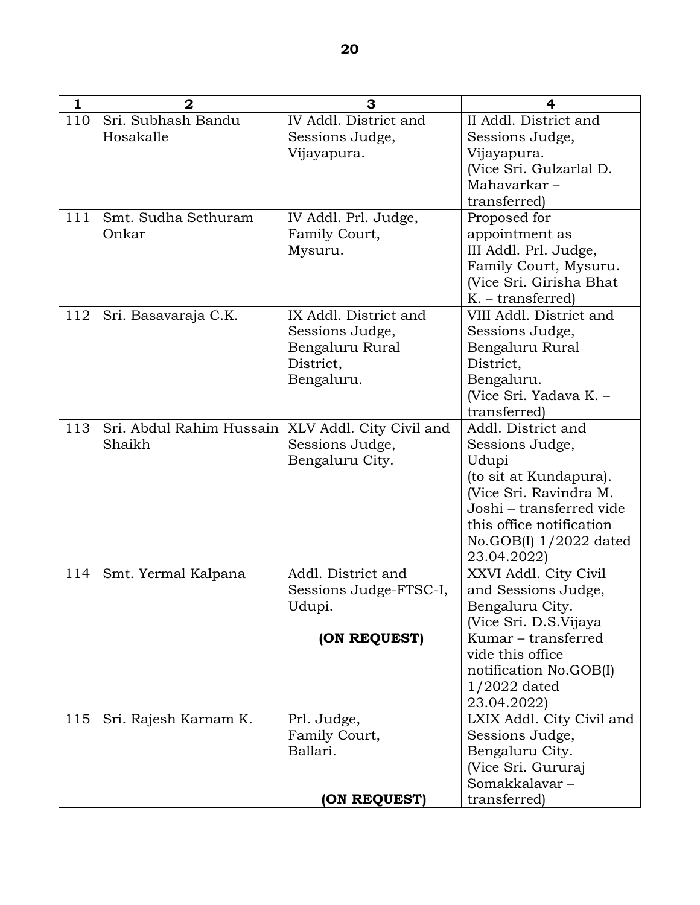| 1 | 2 | 3 | 4 |
|---|---|---|---|
| 110 | Sri. Subhash Bandu Hosakalle | IV Addl. District and Sessions Judge, Vijayapura. | II Addl. District and Sessions Judge, Vijayapura. (Vice Sri. Gulzarlal D. Mahavarkar – transferred) |
| 111 | Smt. Sudha Sethuram Onkar | IV Addl. Prl. Judge, Family Court, Mysuru. | Proposed for appointment as III Addl. Prl. Judge, Family Court, Mysuru. (Vice Sri. Girisha Bhat K. – transferred) |
| 112 | Sri. Basavaraja C.K. | IX Addl. District and Sessions Judge, Bengaluru Rural District, Bengaluru. | VIII Addl. District and Sessions Judge, Bengaluru Rural District, Bengaluru. (Vice Sri. Yadava K. – transferred) |
| 113 | Sri. Abdul Rahim Hussain Shaikh | XLV Addl. City Civil and Sessions Judge, Bengaluru City. | Addl. District and Sessions Judge, Udupi (to sit at Kundapura). (Vice Sri. Ravindra M. Joshi – transferred vide this office notification No.GOB(I) 1/2022 dated 23.04.2022) |
| 114 | Smt. Yermal Kalpana | Addl. District and Sessions Judge-FTSC-I, Udupi. **(ON REQUEST)** | XXVI Addl. City Civil and Sessions Judge, Bengaluru City. (Vice Sri. D.S.Vijaya Kumar – transferred vide this office notification No.GOB(I) 1/2022 dated 23.04.2022) |
| 115 | Sri. Rajesh Karnam K. | Prl. Judge, Family Court, Ballari. **(ON REQUEST)** | LXIX Addl. City Civil and Sessions Judge, Bengaluru City. (Vice Sri. Gururaj Somakkalavar – transferred) |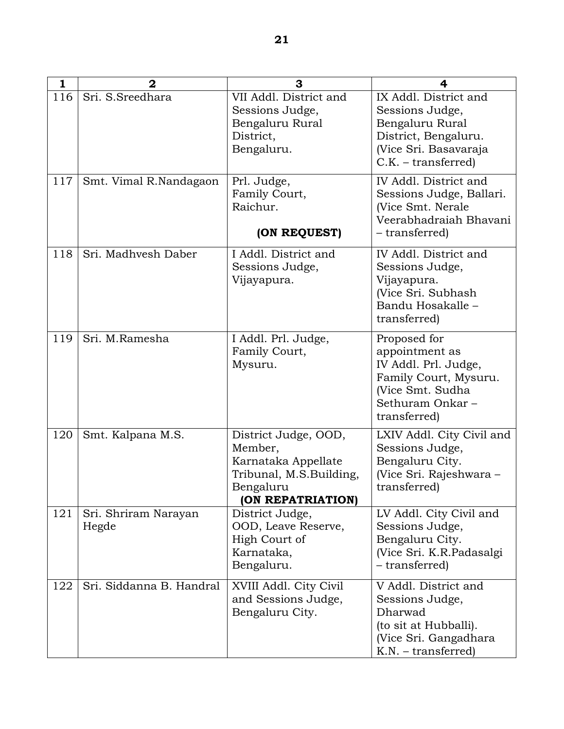| 1 | 2 | 3 | 4 |
|---|---|---|---|
| 116 | Sri. S.Sreedhara | VII Addl. District and Sessions Judge, Bengaluru Rural District, Bengaluru. | IX Addl. District and Sessions Judge, Bengaluru Rural District, Bengaluru. (Vice Sri. Basavaraja C.K. – transferred) |
| 117 | Smt. Vimal R.Nandagaon | Prl. Judge, Family Court, Raichur. **(ON REQUEST)** | IV Addl. District and Sessions Judge, Ballari. (Vice Smt. Nerale Veerabhadraiah Bhavani – transferred) |
| 118 | Sri. Madhvesh Daber | I Addl. District and Sessions Judge, Vijayapura. | IV Addl. District and Sessions Judge, Vijayapura. (Vice Sri. Subhash Bandu Hosakalle – transferred) |
| 119 | Sri. M.Ramesha | I Addl. Prl. Judge, Family Court, Mysuru. | Proposed for appointment as IV Addl. Prl. Judge, Family Court, Mysuru. (Vice Smt. Sudha Sethuram Onkar – transferred) |
| 120 | Smt. Kalpana M.S. | District Judge, OOD, Member, Karnataka Appellate Tribunal, M.S.Building, Bengaluru **(ON REPATRIATION)** | LXIV Addl. City Civil and Sessions Judge, Bengaluru City. (Vice Sri. Rajeshwara – transferred) |
| 121 | Sri. Shriram Narayan Hegde | District Judge, OOD, Leave Reserve, High Court of Karnataka, Bengaluru. | LV Addl. City Civil and Sessions Judge, Bengaluru City. (Vice Sri. K.R.Padasalgi – transferred) |
| 122 | Sri. Siddanna B. Handral | XVIII Addl. City Civil and Sessions Judge, Bengaluru City. | V Addl. District and Sessions Judge, Dharwad (to sit at Hubballi). (Vice Sri. Gangadhara K.N. – transferred) |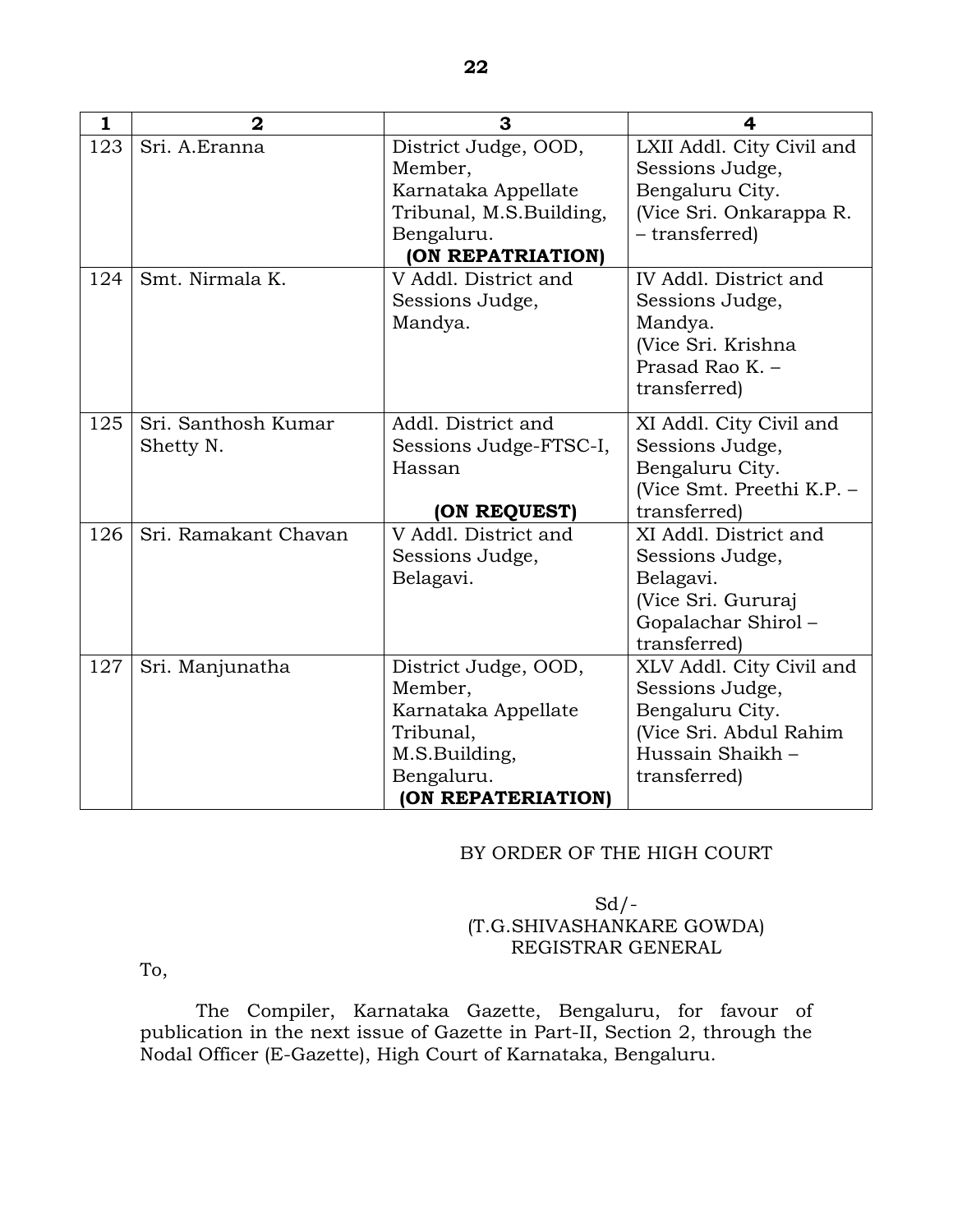| 1 | 2 | 3 | 4 |
|---|---|---|---|
| 123 | Sri. A.Eranna | District Judge, OOD, Member, Karnataka Appellate Tribunal, M.S.Building, Bengaluru. **(ON REPATRIATION)** | LXII Addl. City Civil and Sessions Judge, Bengaluru City. (Vice Sri. Onkarappa R. – transferred) |
| 124 | Smt. Nirmala K. | V Addl. District and Sessions Judge, Mandya. | IV Addl. District and Sessions Judge, Mandya. (Vice Sri. Krishna Prasad Rao K. – transferred) |
| 125 | Sri. Santhosh Kumar Shetty N. | Addl. District and Sessions Judge-FTSC-I, Hassan **(ON REQUEST)** | XI Addl. City Civil and Sessions Judge, Bengaluru City. (Vice Smt. Preethi K.P. – transferred) |
| 126 | Sri. Ramakant Chavan | V Addl. District and Sessions Judge, Belagavi. | XI Addl. District and Sessions Judge, Belagavi. (Vice Sri. Gururaj Gopalachar Shirol – transferred) |
| 127 | Sri. Manjunatha | District Judge, OOD, Member, Karnataka Appellate Tribunal, M.S.Building, Bengaluru. **(ON REPATERIATION)** | XLV Addl. City Civil and Sessions Judge, Bengaluru City. (Vice Sri. Abdul Rahim Hussain Shaikh – transferred) |

BY ORDER OF THE HIGH COURT

Sd/-
(T.G.SHIVASHANKARE GOWDA)
REGISTRAR GENERAL

To,

The Compiler, Karnataka Gazette, Bengaluru, for favour of publication in the next issue of Gazette in Part-II, Section 2, through the Nodal Officer (E-Gazette), High Court of Karnataka, Bengaluru.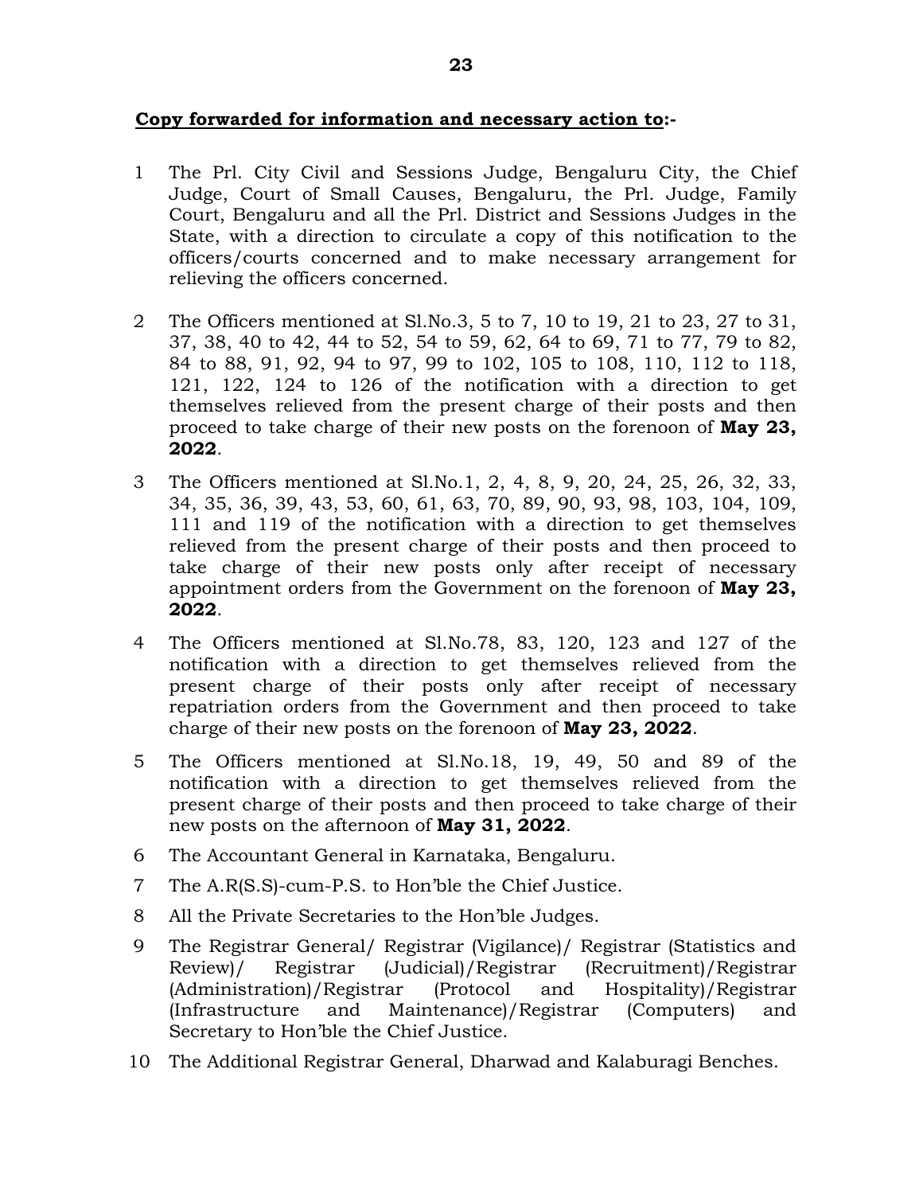**Copy forwarded for information and necessary action to:-**

1. The Prl. City Civil and Sessions Judge, Bengaluru City, the Chief Judge, Court of Small Causes, Bengaluru, the Prl. Judge, Family Court, Bengaluru and all the Prl. District and Sessions Judges in the State, with a direction to circulate a copy of this notification to the officers/courts concerned and to make necessary arrangement for relieving the officers concerned.

2. The Officers mentioned at Sl.No.3, 5 to 7, 10 to 19, 21 to 23, 27 to 31, 37, 38, 40 to 42, 44 to 52, 54 to 59, 62, 64 to 69, 71 to 77, 79 to 82, 84 to 88, 91, 92, 94 to 97, 99 to 102, 105 to 108, 110, 112 to 118, 121, 122, 124 to 126 of the notification with a direction to get themselves relieved from the present charge of their posts and then proceed to take charge of their new posts on the forenoon of **May 23, 2022**.

3. The Officers mentioned at Sl.No.1, 2, 4, 8, 9, 20, 24, 25, 26, 32, 33, 34, 35, 36, 39, 43, 53, 60, 61, 63, 70, 89, 90, 93, 98, 103, 104, 109, 111 and 119 of the notification with a direction to get themselves relieved from the present charge of their posts and then proceed to take charge of their new posts only after receipt of necessary appointment orders from the Government on the forenoon of **May 23, 2022**.

4. The Officers mentioned at Sl.No.78, 83, 120, 123 and 127 of the notification with a direction to get themselves relieved from the present charge of their posts only after receipt of necessary repatriation orders from the Government and then proceed to take charge of their new posts on the forenoon of **May 23, 2022**.

5. The Officers mentioned at Sl.No.18, 19, 49, 50 and 89 of the notification with a direction to get themselves relieved from the present charge of their posts and then proceed to take charge of their new posts on the afternoon of **May 31, 2022**.

6. The Accountant General in Karnataka, Bengaluru.

7. The A.R(S.S)-cum-P.S. to Hon'ble the Chief Justice.

8. All the Private Secretaries to the Hon'ble Judges.

9. The Registrar General/ Registrar (Vigilance)/ Registrar (Statistics and Review)/ Registrar (Judicial)/Registrar (Recruitment)/Registrar (Administration)/Registrar (Protocol and Hospitality)/Registrar (Infrastructure and Maintenance)/Registrar (Computers) and Secretary to Hon'ble the Chief Justice.

10. The Additional Registrar General, Dharwad and Kalaburagi Benches.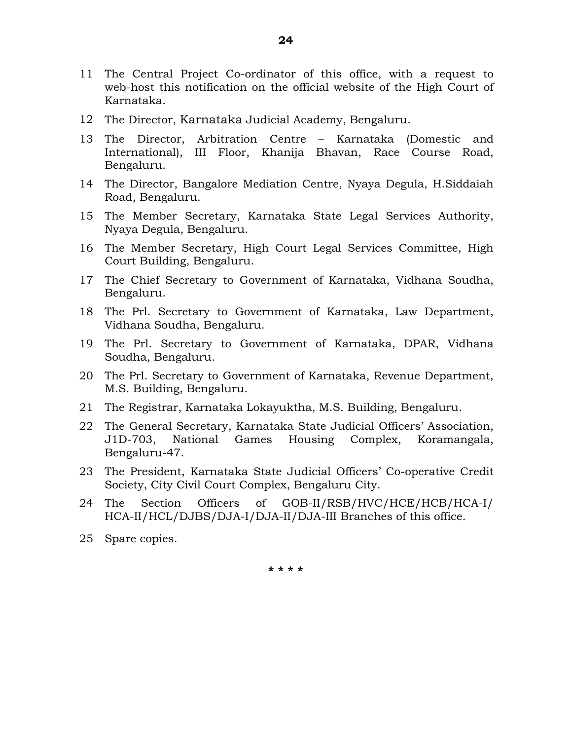11 The Central Project Co-ordinator of this office, with a request to web-host this notification on the official website of the High Court of Karnataka.

12 The Director, Karnataka Judicial Academy, Bengaluru.

13 The Director, Arbitration Centre – Karnataka (Domestic and International), III Floor, Khanija Bhavan, Race Course Road, Bengaluru.

14 The Director, Bangalore Mediation Centre, Nyaya Degula, H.Siddaiah Road, Bengaluru.

15 The Member Secretary, Karnataka State Legal Services Authority, Nyaya Degula, Bengaluru.

16 The Member Secretary, High Court Legal Services Committee, High Court Building, Bengaluru.

17 The Chief Secretary to Government of Karnataka, Vidhana Soudha, Bengaluru.

18 The Prl. Secretary to Government of Karnataka, Law Department, Vidhana Soudha, Bengaluru.

19 The Prl. Secretary to Government of Karnataka, DPAR, Vidhana Soudha, Bengaluru.

20 The Prl. Secretary to Government of Karnataka, Revenue Department, M.S. Building, Bengaluru.

21 The Registrar, Karnataka Lokayuktha, M.S. Building, Bengaluru.

22 The General Secretary, Karnataka State Judicial Officers' Association, J1D-703, National Games Housing Complex, Koramangala, Bengaluru-47.

23 The President, Karnataka State Judicial Officers' Co-operative Credit Society, City Civil Court Complex, Bengaluru City.

24 The Section Officers of GOB-II/RSB/HVC/HCE/HCB/HCA-I/HCA-II/HCL/DJBS/DJA-I/DJA-II/DJA-III Branches of this office.

25 Spare copies.

* * * *